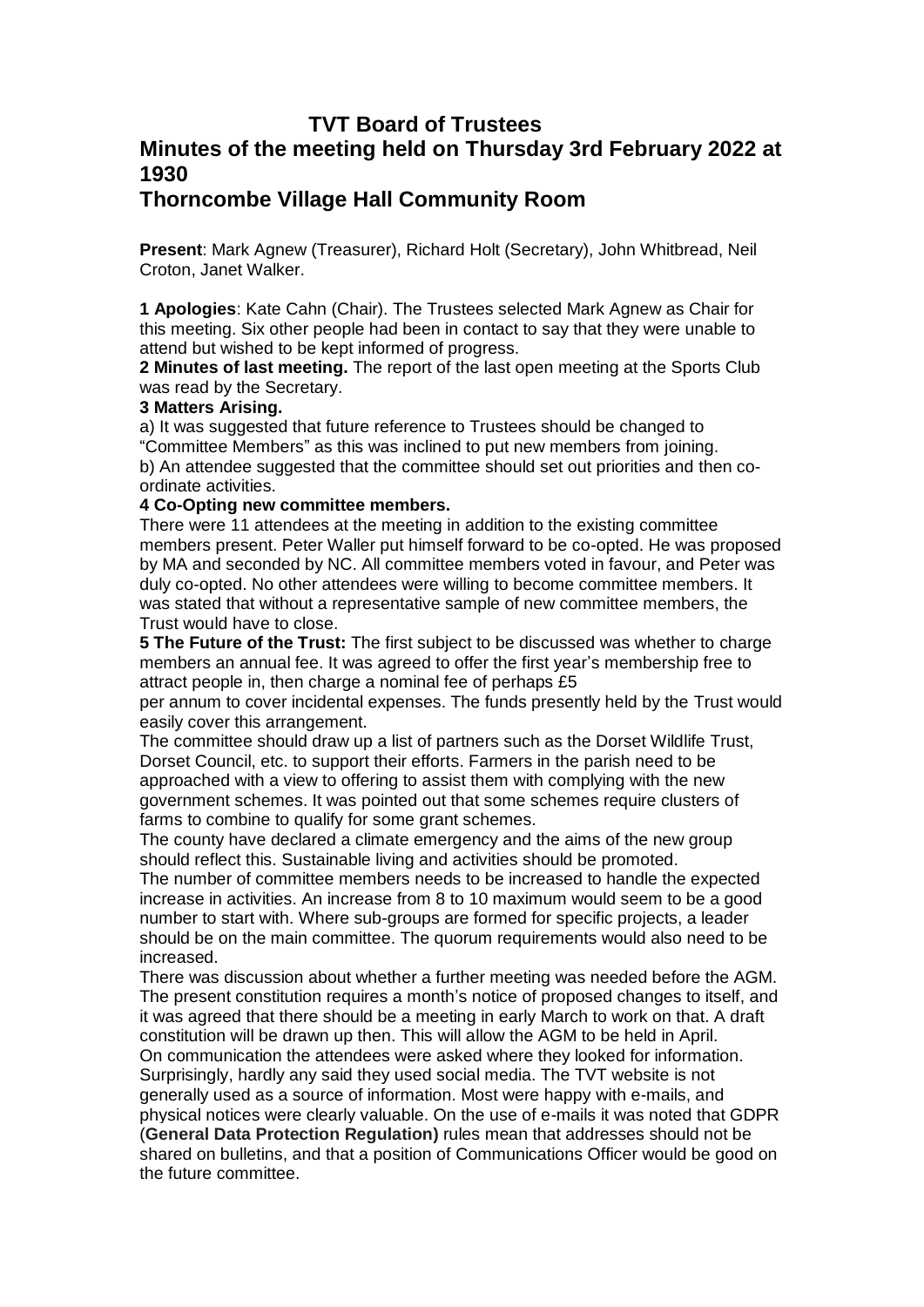# TVT Board of Trustees

## Minutes of the meeting held on Thursday 3rd February 2022 at 1930

## Thorncombe Village Hall Community Room

**Present**: Mark Agnew (Treasurer), Richard Holt (Secretary), John Whitbread, Neil Croton, Janet Walker.

**1 Apologies**: Kate Cahn (Chair). The Trustees selected Mark Agnew as Chair for this meeting. Six other people had been in contact to say that they were unable to attend but wished to be kept informed of progress.

**2 Minutes of last meeting.** The report of the last open meeting at the Sports Club was read by the Secretary.

**3 Matters Arising.**

a) It was suggested that future reference to Trustees should be changed to "Committee Members" as this was inclined to put new members from joining.

b) An attendee suggested that the committee should set out priorities and then co-ordinate activities.

**4 Co-Opting new committee members.**

There were 11 attendees at the meeting in addition to the existing committee members present. Peter Waller put himself forward to be co-opted. He was proposed by MA and seconded by NC. All committee members voted in favour, and Peter was duly co-opted. No other attendees were willing to become committee members. It was stated that without a representative sample of new committee members, the Trust would have to close.

**5 The Future of the Trust:** The first subject to be discussed was whether to charge members an annual fee. It was agreed to offer the first year's membership free to attract people in, then charge a nominal fee of perhaps £5 per annum to cover incidental expenses. The funds presently held by the Trust would easily cover this arrangement.

The committee should draw up a list of partners such as the Dorset Wildlife Trust, Dorset Council, etc. to support their efforts. Farmers in the parish need to be approached with a view to offering to assist them with complying with the new government schemes. It was pointed out that some schemes require clusters of farms to combine to qualify for some grant schemes.

The county have declared a climate emergency and the aims of the new group should reflect this. Sustainable living and activities should be promoted.

The number of committee members needs to be increased to handle the expected increase in activities. An increase from 8 to 10 maximum would seem to be a good number to start with. Where sub-groups are formed for specific projects, a leader should be on the main committee. The quorum requirements would also need to be increased.

There was discussion about whether a further meeting was needed before the AGM. The present constitution requires a month's notice of proposed changes to itself, and it was agreed that there should be a meeting in early March to work on that. A draft constitution will be drawn up then. This will allow the AGM to be held in April.

On communication the attendees were asked where they looked for information. Surprisingly, hardly any said they used social media. The TVT website is not generally used as a source of information. Most were happy with e-mails, and physical notices were clearly valuable. On the use of e-mails it was noted that GDPR (**General Data Protection Regulation)** rules mean that addresses should not be shared on bulletins, and that a position of Communications Officer would be good on the future committee.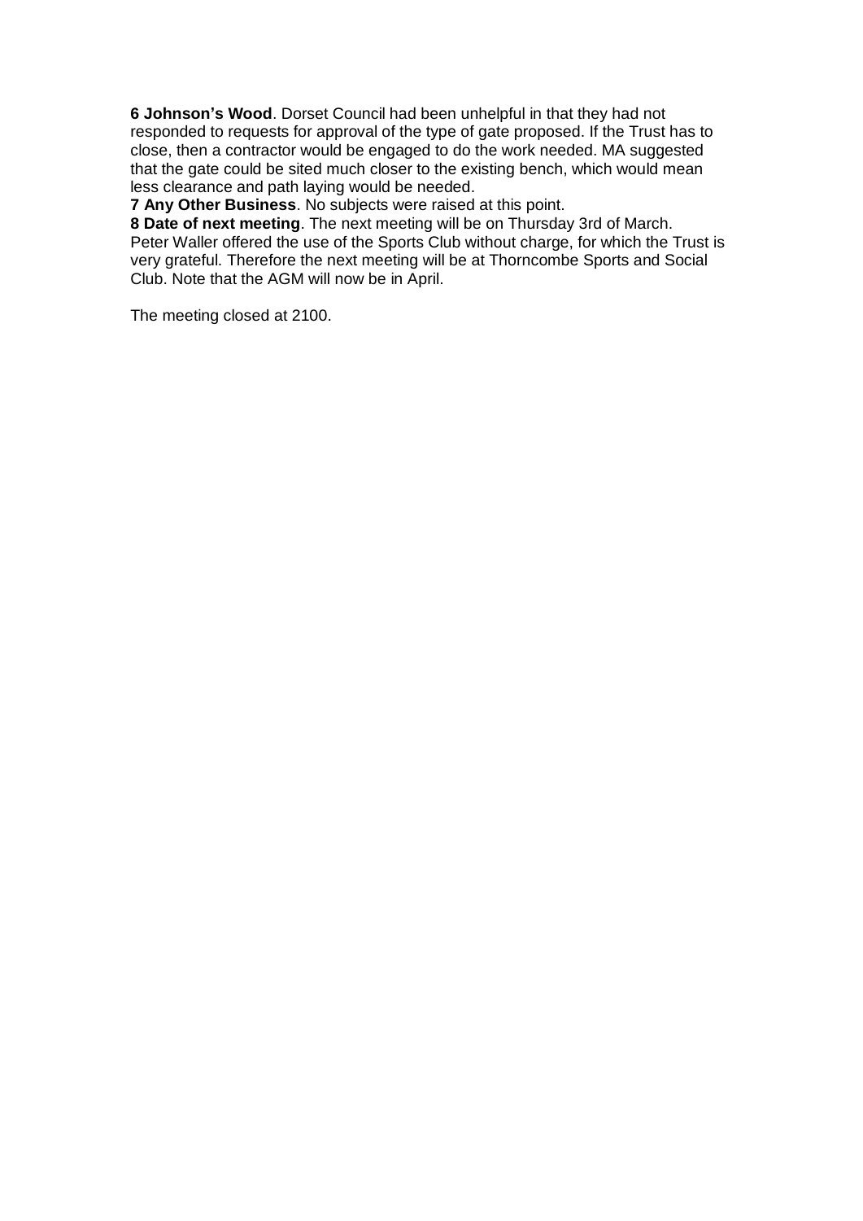**6 Johnson's Wood**. Dorset Council had been unhelpful in that they had not responded to requests for approval of the type of gate proposed. If the Trust has to close, then a contractor would be engaged to do the work needed. MA suggested that the gate could be sited much closer to the existing bench, which would mean less clearance and path laying would be needed.

**7 Any Other Business**. No subjects were raised at this point.

**8 Date of next meeting**. The next meeting will be on Thursday 3rd of March. Peter Waller offered the use of the Sports Club without charge, for which the Trust is very grateful. Therefore the next meeting will be at Thorncombe Sports and Social Club. Note that the AGM will now be in April.

The meeting closed at 2100.